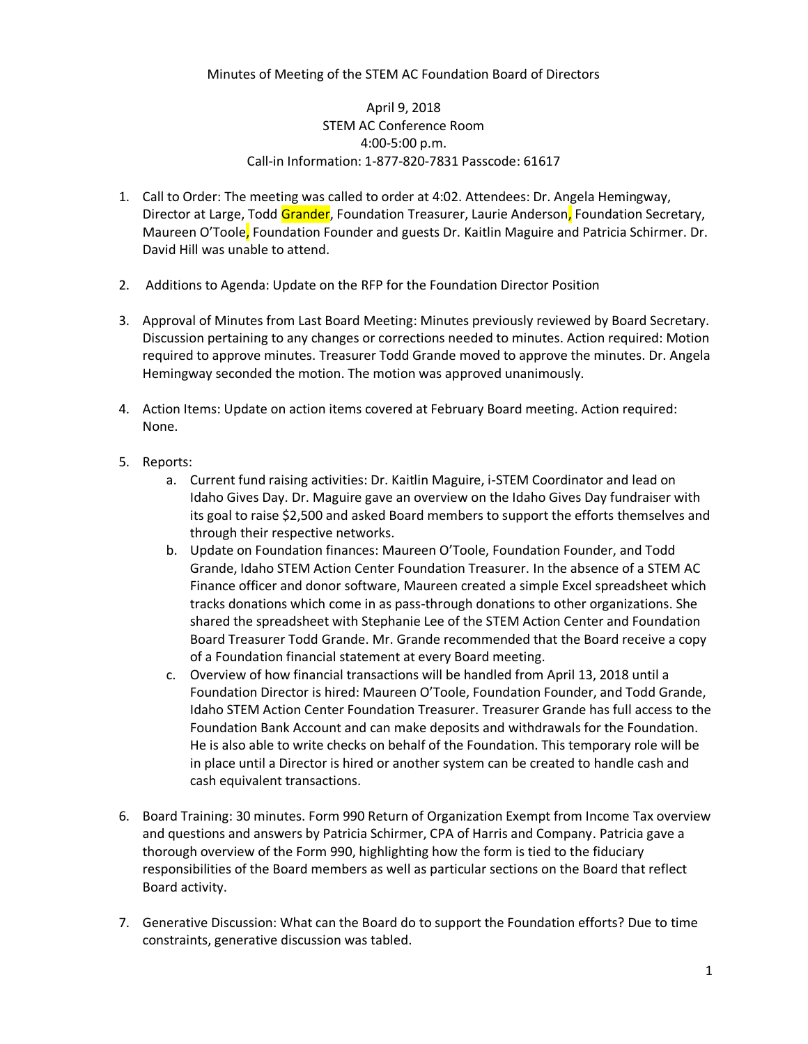Minutes of Meeting of the STEM AC Foundation Board of Directors

April 9, 2018
STEM AC Conference Room
4:00-5:00 p.m.
Call-in Information: 1-877-820-7831 Passcode: 61617

1. Call to Order: The meeting was called to order at 4:02. Attendees: Dr. Angela Hemingway, Director at Large, Todd Grander, Foundation Treasurer, Laurie Anderson, Foundation Secretary, Maureen O'Toole, Foundation Founder and guests Dr. Kaitlin Maguire and Patricia Schirmer. Dr. David Hill was unable to attend.

2. Additions to Agenda: Update on the RFP for the Foundation Director Position

3. Approval of Minutes from Last Board Meeting: Minutes previously reviewed by Board Secretary. Discussion pertaining to any changes or corrections needed to minutes. Action required: Motion required to approve minutes. Treasurer Todd Grande moved to approve the minutes. Dr. Angela Hemingway seconded the motion. The motion was approved unanimously.

4. Action Items: Update on action items covered at February Board meeting. Action required: None.

5. Reports:
   a. Current fund raising activities: Dr. Kaitlin Maguire, i-STEM Coordinator and lead on Idaho Gives Day. Dr. Maguire gave an overview on the Idaho Gives Day fundraiser with its goal to raise $2,500 and asked Board members to support the efforts themselves and through their respective networks.
   b. Update on Foundation finances: Maureen O'Toole, Foundation Founder, and Todd Grande, Idaho STEM Action Center Foundation Treasurer. In the absence of a STEM AC Finance officer and donor software, Maureen created a simple Excel spreadsheet which tracks donations which come in as pass-through donations to other organizations. She shared the spreadsheet with Stephanie Lee of the STEM Action Center and Foundation Board Treasurer Todd Grande. Mr. Grande recommended that the Board receive a copy of a Foundation financial statement at every Board meeting.
   c. Overview of how financial transactions will be handled from April 13, 2018 until a Foundation Director is hired: Maureen O'Toole, Foundation Founder, and Todd Grande, Idaho STEM Action Center Foundation Treasurer. Treasurer Grande has full access to the Foundation Bank Account and can make deposits and withdrawals for the Foundation. He is also able to write checks on behalf of the Foundation. This temporary role will be in place until a Director is hired or another system can be created to handle cash and cash equivalent transactions.

6. Board Training: 30 minutes. Form 990 Return of Organization Exempt from Income Tax overview and questions and answers by Patricia Schirmer, CPA of Harris and Company. Patricia gave a thorough overview of the Form 990, highlighting how the form is tied to the fiduciary responsibilities of the Board members as well as particular sections on the Board that reflect Board activity.

7. Generative Discussion: What can the Board do to support the Foundation efforts? Due to time constraints, generative discussion was tabled.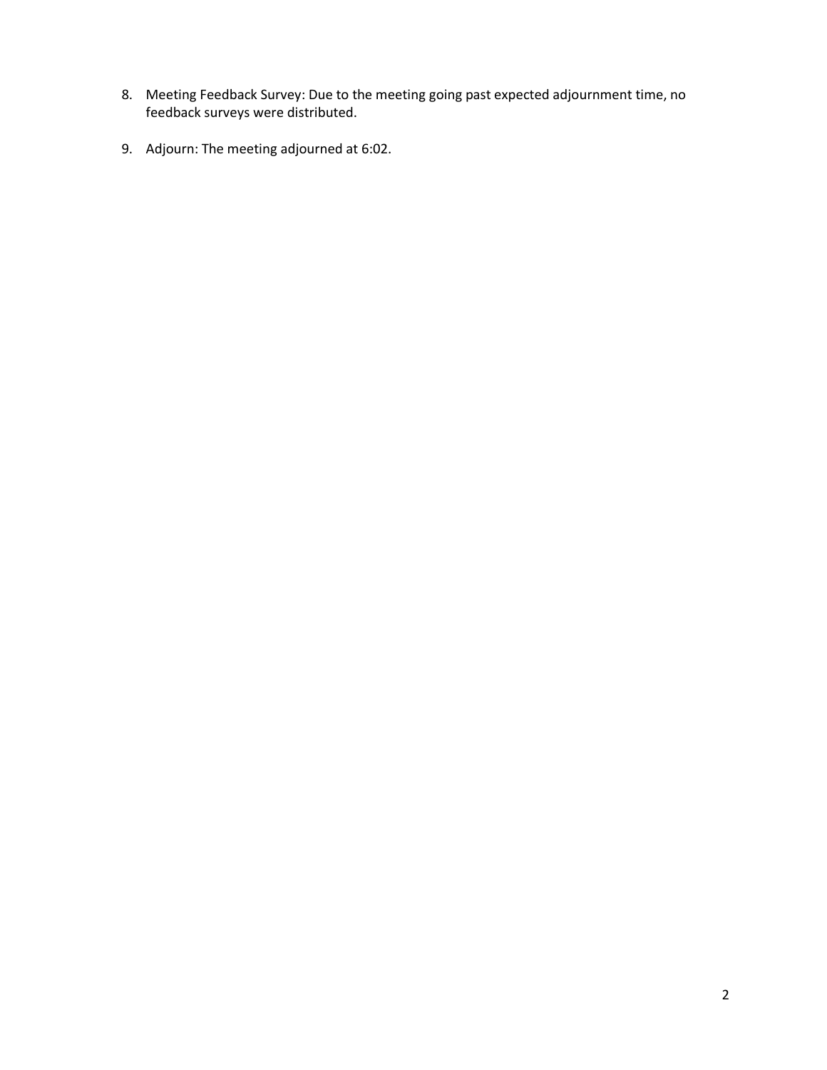8. Meeting Feedback Survey: Due to the meeting going past expected adjournment time, no feedback surveys were distributed.

9. Adjourn: The meeting adjourned at 6:02.